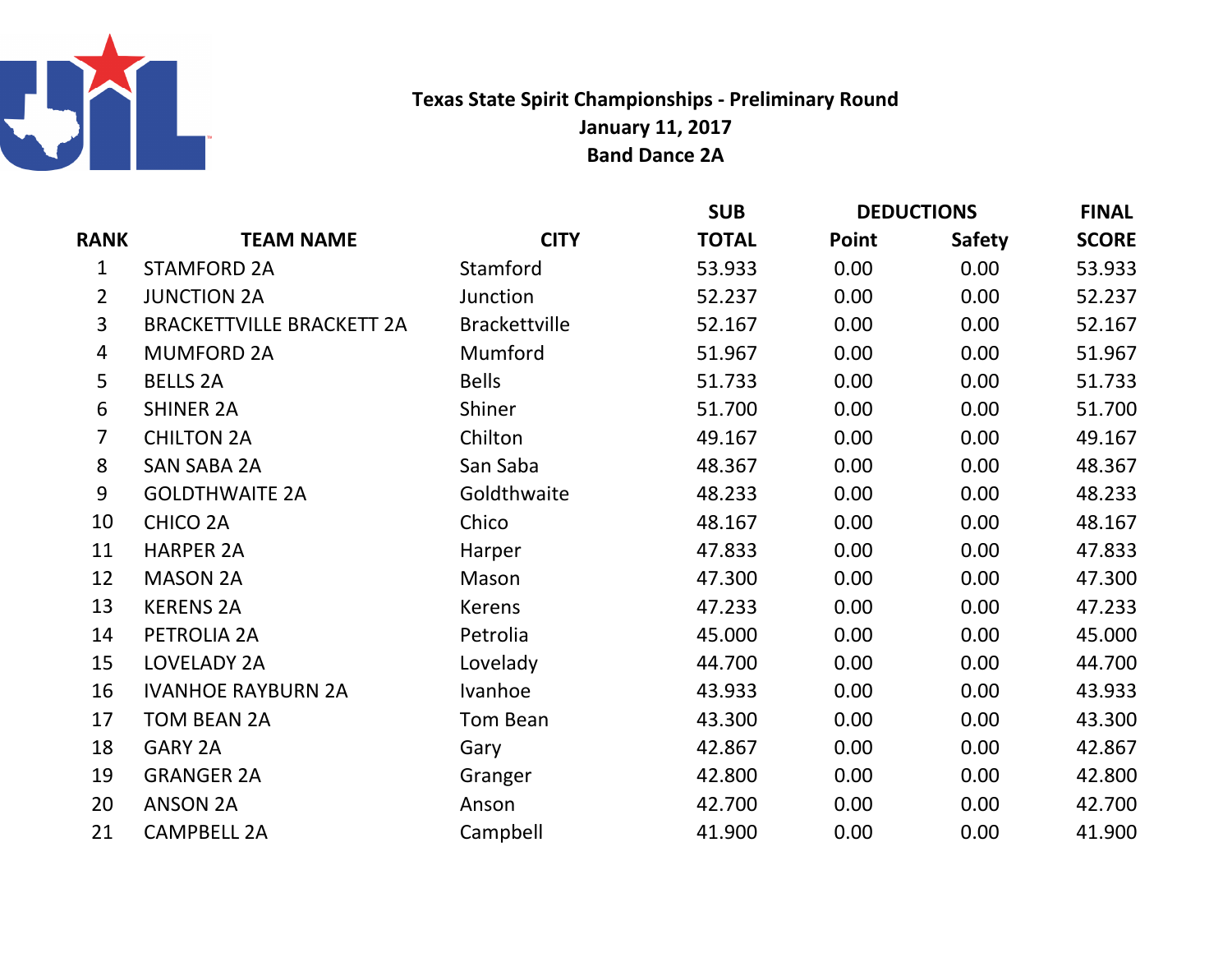# Texas State Spirit Championships - Preliminary Round

## January 11, 2017

## Band Dance 2A

| RANK | TEAM NAME | CITY | SUB TOTAL | DEDUCTIONS Point | DEDUCTIONS Safety | FINAL SCORE |
|---|---|---|---|---|---|---|
| 1 | STAMFORD 2A | Stamford | 53.933 | 0.00 | 0.00 | 53.933 |
| 2 | JUNCTION 2A | Junction | 52.237 | 0.00 | 0.00 | 52.237 |
| 3 | BRACKETTVILLE BRACKETT 2A | Brackettville | 52.167 | 0.00 | 0.00 | 52.167 |
| 4 | MUMFORD 2A | Mumford | 51.967 | 0.00 | 0.00 | 51.967 |
| 5 | BELLS 2A | Bells | 51.733 | 0.00 | 0.00 | 51.733 |
| 6 | SHINER 2A | Shiner | 51.700 | 0.00 | 0.00 | 51.700 |
| 7 | CHILTON 2A | Chilton | 49.167 | 0.00 | 0.00 | 49.167 |
| 8 | SAN SABA 2A | San Saba | 48.367 | 0.00 | 0.00 | 48.367 |
| 9 | GOLDTHWAITE 2A | Goldthwaite | 48.233 | 0.00 | 0.00 | 48.233 |
| 10 | CHICO 2A | Chico | 48.167 | 0.00 | 0.00 | 48.167 |
| 11 | HARPER 2A | Harper | 47.833 | 0.00 | 0.00 | 47.833 |
| 12 | MASON 2A | Mason | 47.300 | 0.00 | 0.00 | 47.300 |
| 13 | KERENS 2A | Kerens | 47.233 | 0.00 | 0.00 | 47.233 |
| 14 | PETROLIA 2A | Petrolia | 45.000 | 0.00 | 0.00 | 45.000 |
| 15 | LOVELADY 2A | Lovelady | 44.700 | 0.00 | 0.00 | 44.700 |
| 16 | IVANHOE RAYBURN 2A | Ivanhoe | 43.933 | 0.00 | 0.00 | 43.933 |
| 17 | TOM BEAN 2A | Tom Bean | 43.300 | 0.00 | 0.00 | 43.300 |
| 18 | GARY 2A | Gary | 42.867 | 0.00 | 0.00 | 42.867 |
| 19 | GRANGER 2A | Granger | 42.800 | 0.00 | 0.00 | 42.800 |
| 20 | ANSON 2A | Anson | 42.700 | 0.00 | 0.00 | 42.700 |
| 21 | CAMPBELL 2A | Campbell | 41.900 | 0.00 | 0.00 | 41.900 |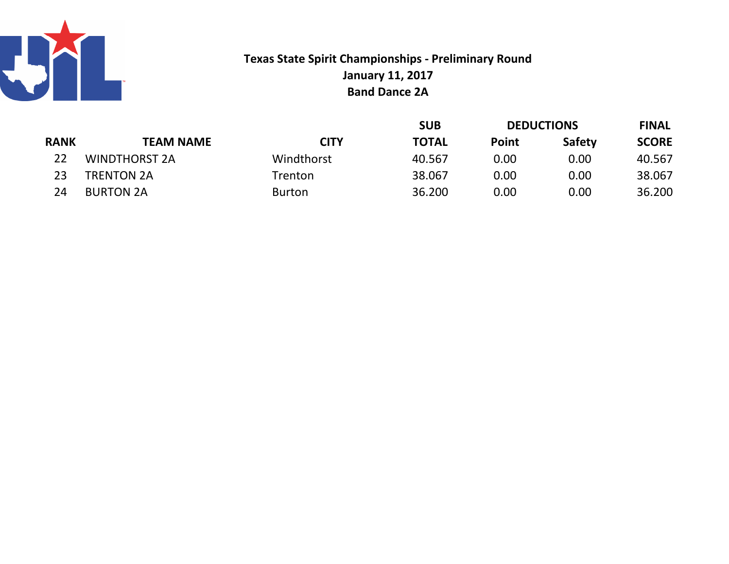**Texas State Spirit Championships - Preliminary Round**
**January 11, 2017**
**Band Dance 2A**

| RANK | TEAM NAME | CITY | SUB TOTAL | DEDUCTIONS Point | DEDUCTIONS Safety | FINAL SCORE |
|---|---|---|---|---|---|---|
| 22 | WINDTHORST 2A | Windthorst | 40.567 | 0.00 | 0.00 | 40.567 |
| 23 | TRENTON 2A | Trenton | 38.067 | 0.00 | 0.00 | 38.067 |
| 24 | BURTON 2A | Burton | 36.200 | 0.00 | 0.00 | 36.200 |